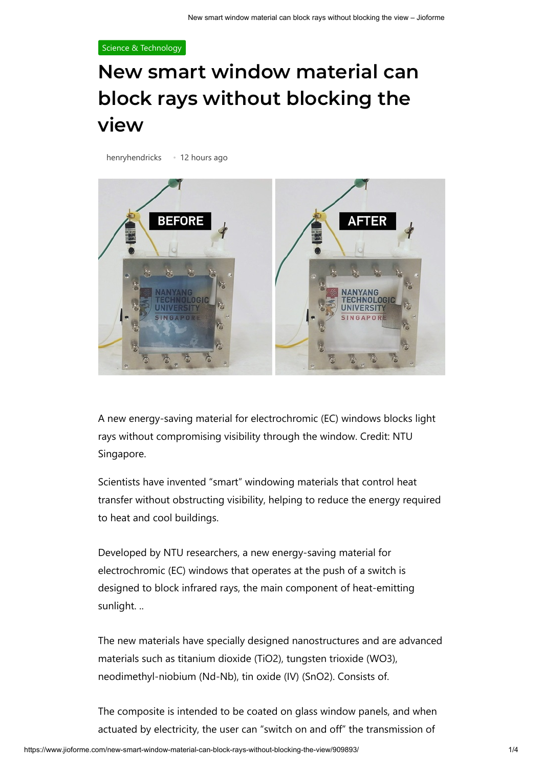Science & Technology

# New smart window material can block rays without blocking the view

henryhendricks • 12 hours ago

A new energy-saving material for electrochromic (EC) windows blocks light rays without compromising visibility through the window. Credit: NTU Singapore.

Scientists have invented "smart" windowing materials that control heat transfer without obstructing visibility, helping to reduce the energy required to heat and cool buildings.

Developed by NTU researchers, a new energy-saving material for electrochromic (EC) windows that operates at the push of a switch is designed to block infrared rays, the main component of heat-emitting sunlight. ..

The new materials have specially designed nanostructures and are advanced materials such as titanium dioxide ($TiO_2$), tungsten trioxide ($WO_3$), neodimethyl-niobium (Nd-Nb), tin oxide (IV) ($SnO_2$). Consists of.

The composite is intended to be coated on glass window panels, and when actuated by electricity, the user can "switch on and off" the transmission of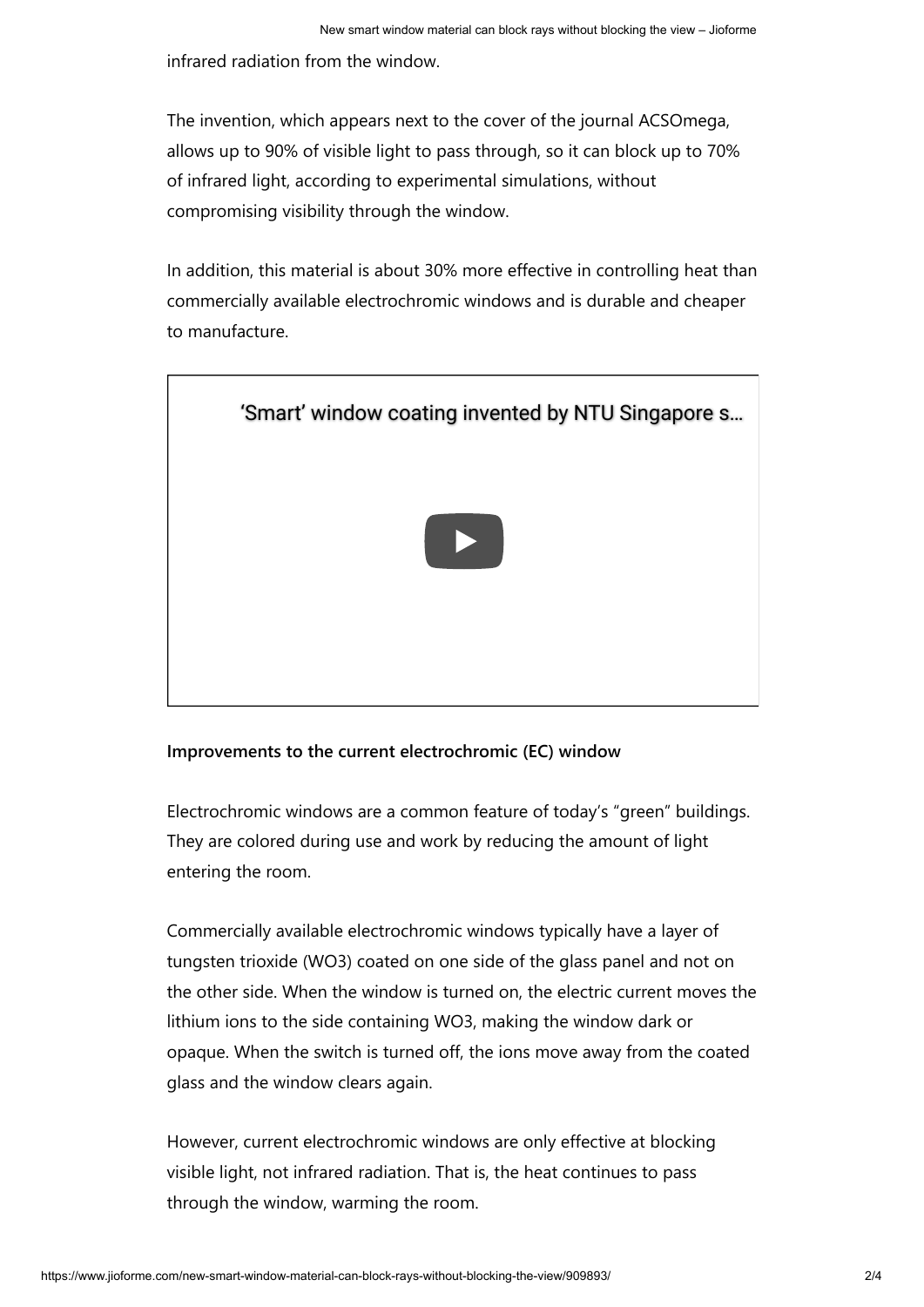infrared radiation from the window.

The invention, which appears next to the cover of the journal ACSOmega, allows up to 90% of visible light to pass through, so it can block up to 70% of infrared light, according to experimental simulations, without compromising visibility through the window.

In addition, this material is about 30% more effective in controlling heat than commercially available electrochromic windows and is durable and cheaper to manufacture.

'Smart' window coating invented by NTU Singapore s...

**Improvements to the current electrochromic (EC) window**

Electrochromic windows are a common feature of today's "green" buildings. They are colored during use and work by reducing the amount of light entering the room.

Commercially available electrochromic windows typically have a layer of tungsten trioxide ($WO_3$) coated on one side of the glass panel and not on the other side. When the window is turned on, the electric current moves the lithium ions to the side containing $WO_3$, making the window dark or opaque. When the switch is turned off, the ions move away from the coated glass and the window clears again.

However, current electrochromic windows are only effective at blocking visible light, not infrared radiation. That is, the heat continues to pass through the window, warming the room.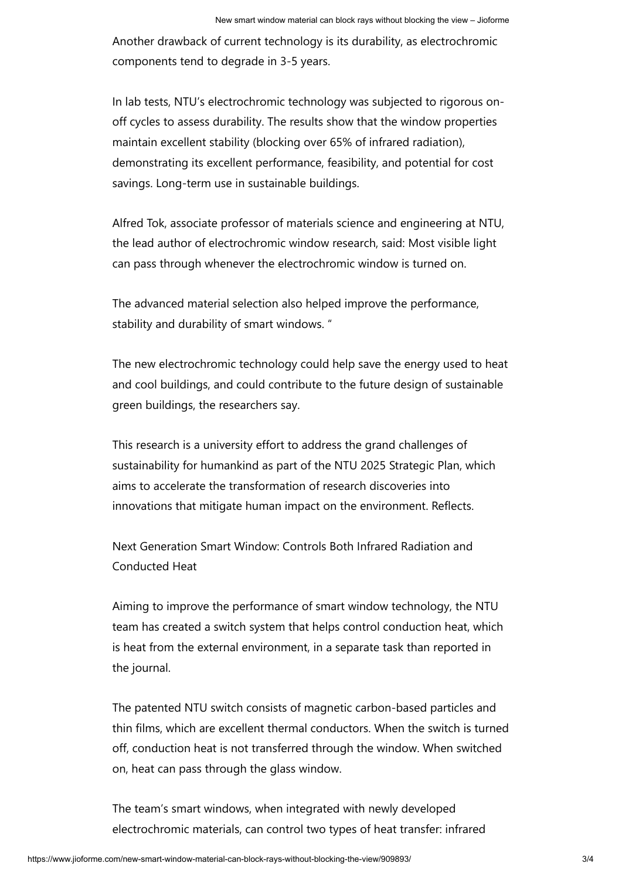Another drawback of current technology is its durability, as electrochromic components tend to degrade in 3-5 years.

In lab tests, NTU's electrochromic technology was subjected to rigorous on-off cycles to assess durability. The results show that the window properties maintain excellent stability (blocking over 65% of infrared radiation), demonstrating its excellent performance, feasibility, and potential for cost savings. Long-term use in sustainable buildings.

Alfred Tok, associate professor of materials science and engineering at NTU, the lead author of electrochromic window research, said: Most visible light can pass through whenever the electrochromic window is turned on.

The advanced material selection also helped improve the performance, stability and durability of smart windows. "

The new electrochromic technology could help save the energy used to heat and cool buildings, and could contribute to the future design of sustainable green buildings, the researchers say.

This research is a university effort to address the grand challenges of sustainability for humankind as part of the NTU 2025 Strategic Plan, which aims to accelerate the transformation of research discoveries into innovations that mitigate human impact on the environment. Reflects.

Next Generation Smart Window: Controls Both Infrared Radiation and Conducted Heat

Aiming to improve the performance of smart window technology, the NTU team has created a switch system that helps control conduction heat, which is heat from the external environment, in a separate task than reported in the journal.

The patented NTU switch consists of magnetic carbon-based particles and thin films, which are excellent thermal conductors. When the switch is turned off, conduction heat is not transferred through the window. When switched on, heat can pass through the glass window.

The team's smart windows, when integrated with newly developed electrochromic materials, can control two types of heat transfer: infrared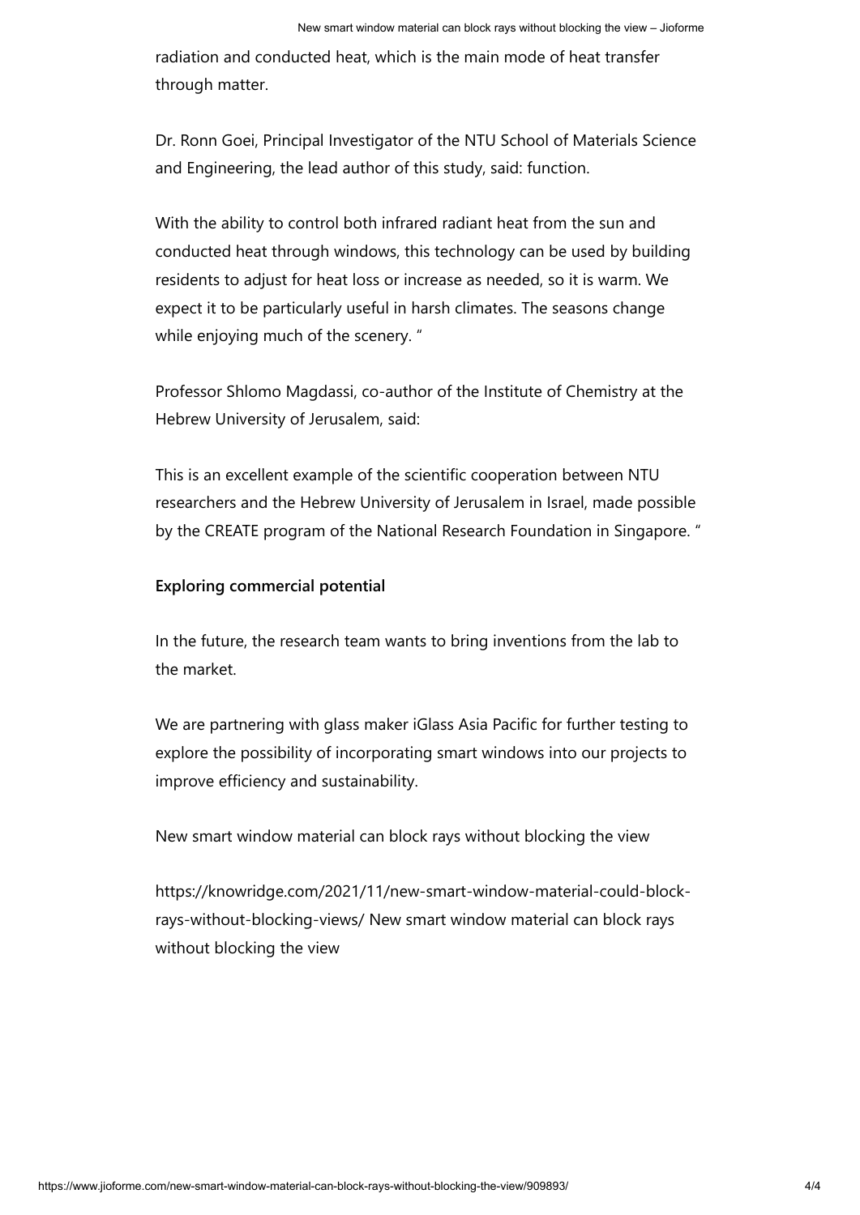radiation and conducted heat, which is the main mode of heat transfer through matter.

Dr. Ronn Goei, Principal Investigator of the NTU School of Materials Science and Engineering, the lead author of this study, said: function.

With the ability to control both infrared radiant heat from the sun and conducted heat through windows, this technology can be used by building residents to adjust for heat loss or increase as needed, so it is warm. We expect it to be particularly useful in harsh climates. The seasons change while enjoying much of the scenery. "

Professor Shlomo Magdassi, co-author of the Institute of Chemistry at the Hebrew University of Jerusalem, said:

This is an excellent example of the scientific cooperation between NTU researchers and the Hebrew University of Jerusalem in Israel, made possible by the CREATE program of the National Research Foundation in Singapore. "

**Exploring commercial potential**

In the future, the research team wants to bring inventions from the lab to the market.

We are partnering with glass maker iGlass Asia Pacific for further testing to explore the possibility of incorporating smart windows into our projects to improve efficiency and sustainability.

New smart window material can block rays without blocking the view

https://knowridge.com/2021/11/new-smart-window-material-could-block-rays-without-blocking-views/ New smart window material can block rays without blocking the view